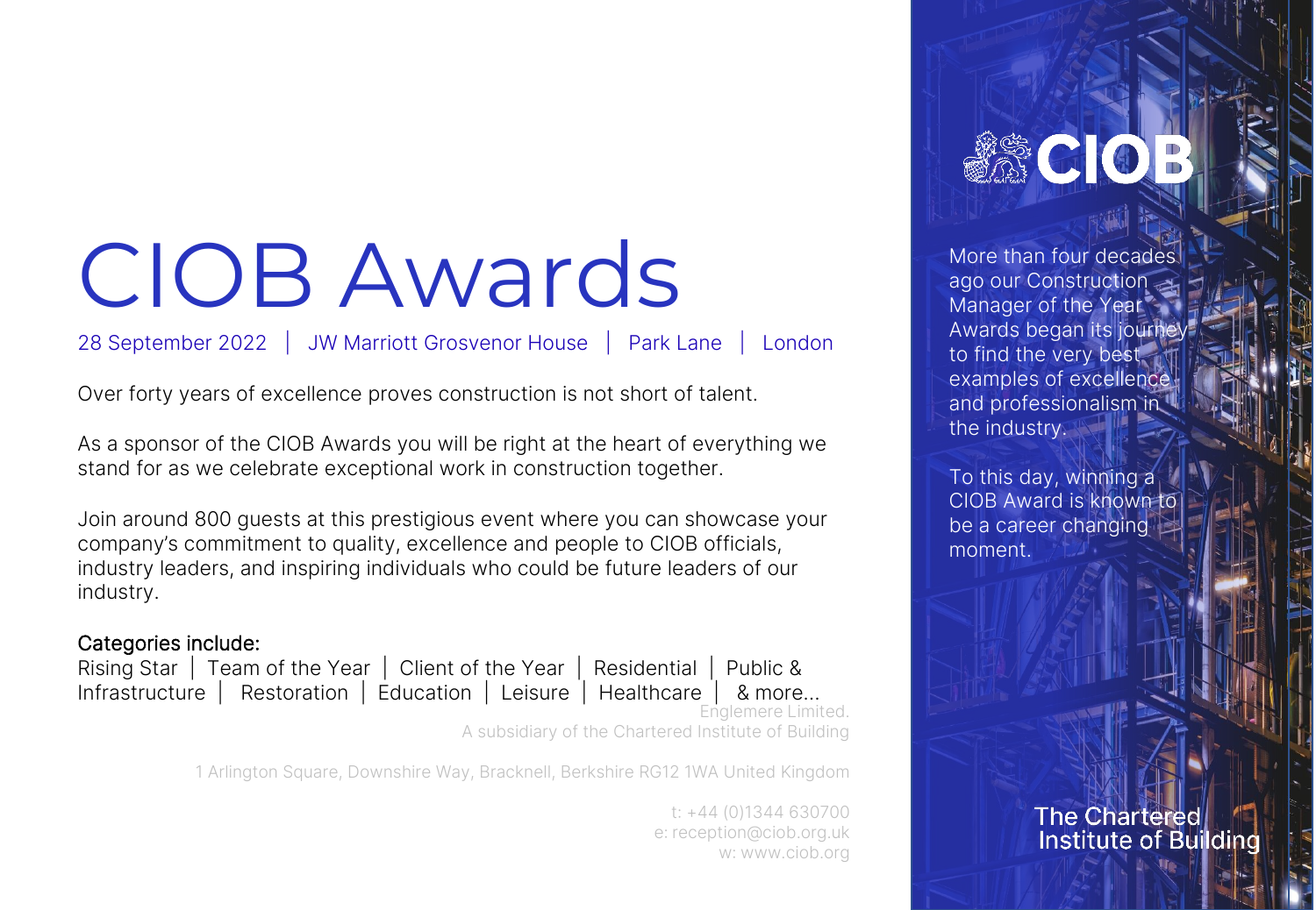# CIOB Awards

28 September 2022 | JW Marriott Grosvenor House | Park Lane | London

Over forty years of excellence proves construction is not short of talent.

As a sponsor of the CIOB Awards you will be right at the heart of everything we stand for as we celebrate exceptional work in construction together.

Join around 800 guests at this prestigious event where you can showcase your company's commitment to quality, excellence and people to CIOB officials, industry leaders, and inspiring individuals who could be future leaders of our industry.

Categories include:
Rising Star | Team of the Year | Client of the Year | Residential | Public & Infrastructure | Restoration | Education | Leisure | Healthcare | & more...

Englemere Limited.
A subsidiary of the Chartered Institute of Building

1 Arlington Square, Downshire Way, Bracknell, Berkshire RG12 1WA United Kingdom

t: +44 (0)1344 630700
e: reception@ciob.org.uk
w: www.ciob.org

CIOB

More than four decades ago our Construction Manager of the Year Awards began its journey to find the very best examples of excellence and professionalism in the industry.

To this day, winning a CIOB Award is known to be a career changing moment.

The Chartered Institute of Building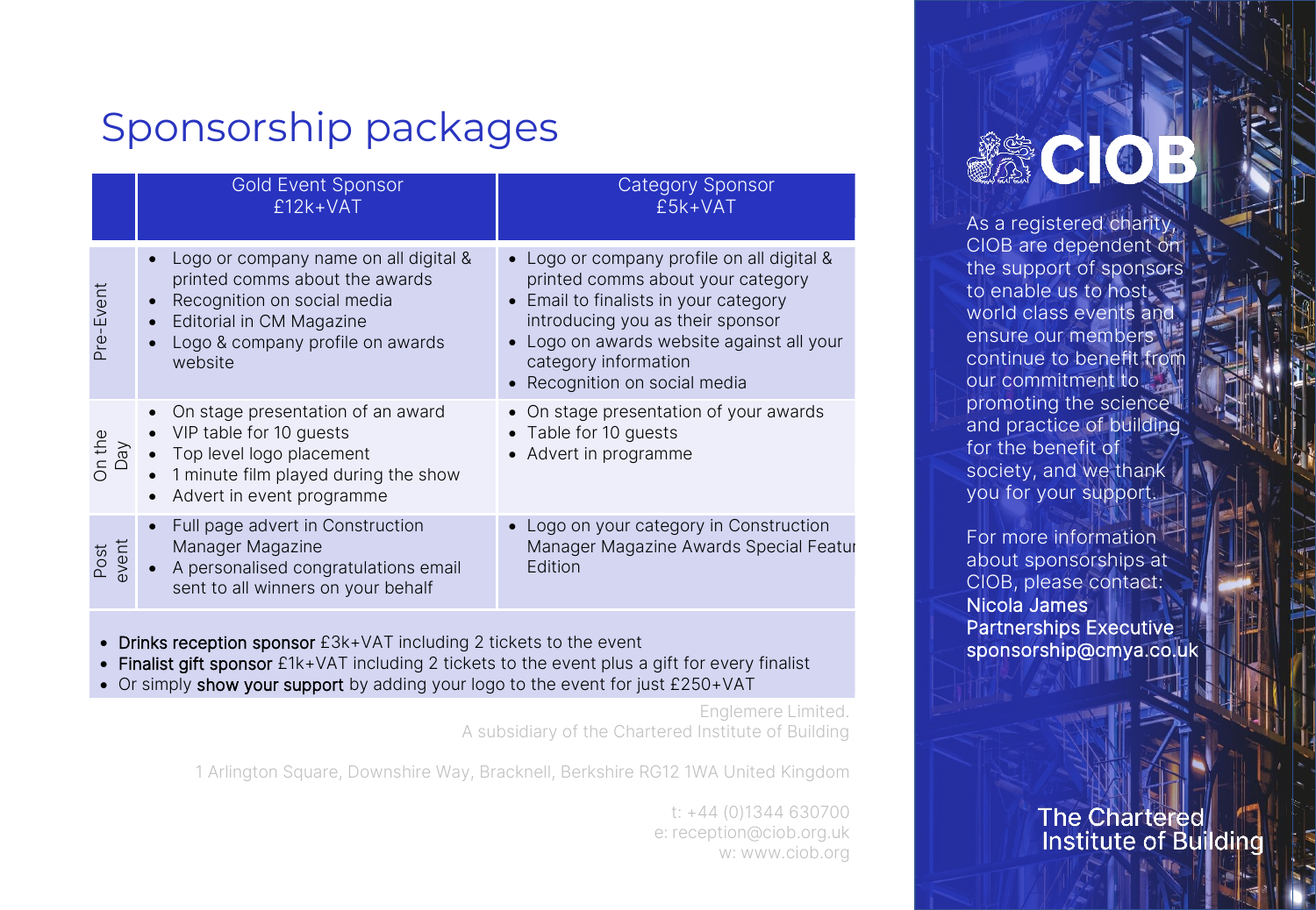# Sponsorship packages

| | Gold Event Sponsor £12k+VAT | Category Sponsor £5k+VAT |
|---|---|---|
| Pre-Event | • Logo or company name on all digital & printed comms about the awards<br>• Recognition on social media<br>• Editorial in CM Magazine<br>• Logo & company profile on awards website | • Logo or company profile on all digital & printed comms about your category<br>• Email to finalists in your category introducing you as their sponsor<br>• Logo on awards website against all your category information<br>• Recognition on social media |
| On the Day | • On stage presentation of an award<br>• VIP table for 10 guests<br>• Top level logo placement<br>• 1 minute film played during the show<br>• Advert in event programme | • On stage presentation of your awards<br>• Table for 10 guests<br>• Advert in programme |
| Post event | • Full page advert in Construction Manager Magazine<br>• A personalised congratulations email sent to all winners on your behalf | • Logo on your category in Construction Manager Magazine Awards Special Featur Edition |

- **Drinks reception sponsor** £3k+VAT including 2 tickets to the event
- **Finalist gift sponsor** £1k+VAT including 2 tickets to the event plus a gift for every finalist
- Or simply **show your support** by adding your logo to the event for just £250+VAT

Englemere Limited.
A subsidiary of the Chartered Institute of Building

1 Arlington Square, Downshire Way, Bracknell, Berkshire RG12 1WA United Kingdom

t: +44 (0)1344 630700
e: reception@ciob.org.uk
w: www.ciob.org

CIOB

As a registered charity, CIOB are dependent on the support of sponsors to enable us to host world class events and ensure our members continue to benefit from our commitment to promoting the science and practice of building for the benefit of society, and we thank you for your support.

For more information about sponsorships at CIOB, please contact:
Nicola James
Partnerships Executive
sponsorship@cmya.co.uk

The Chartered Institute of Building